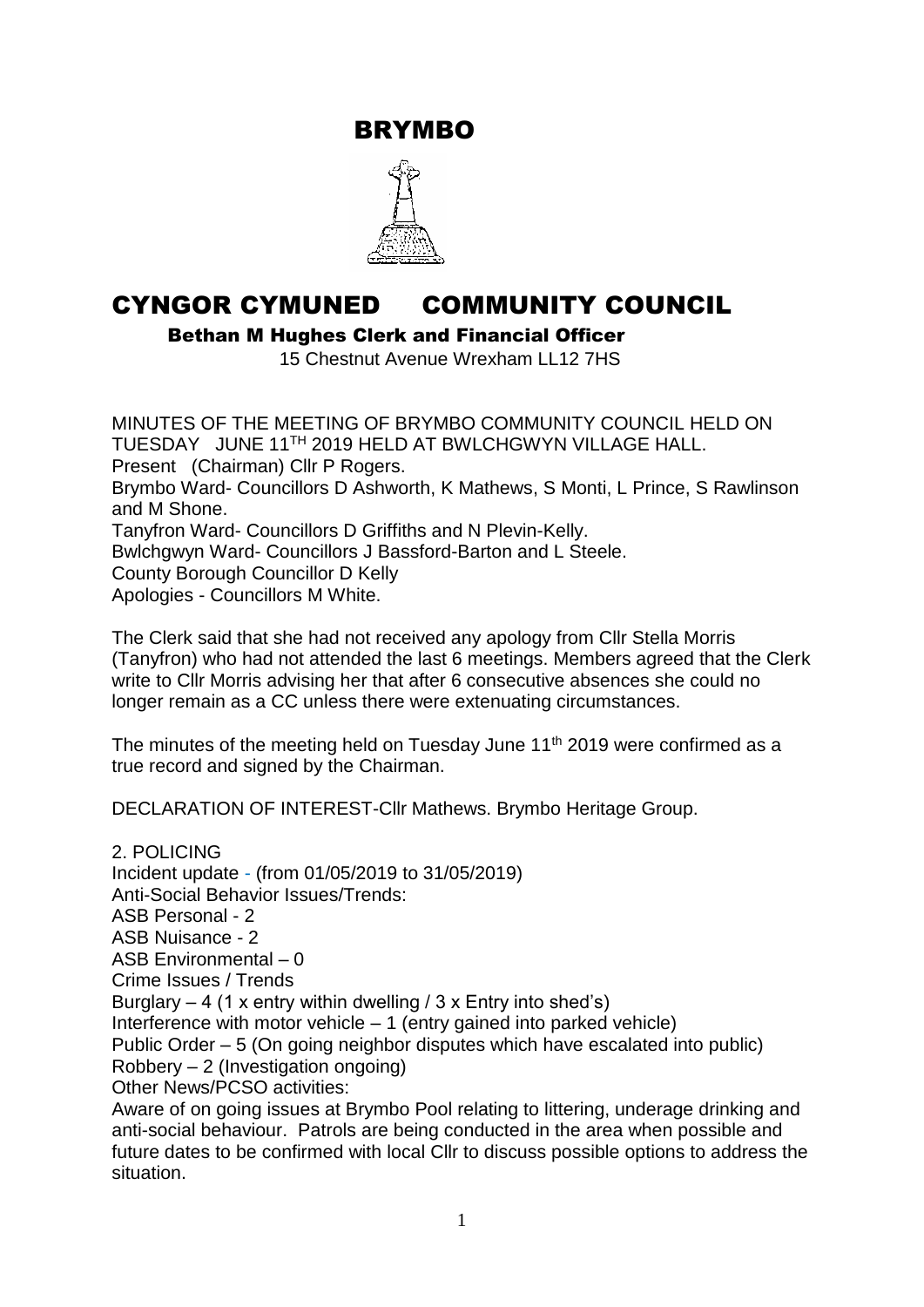# BRYMBO

# CYNGOR CYMUNED COMMUNITY COUNCIL

**Bethan M Hughes Clerk and Financial Officer**

15 Chestnut Avenue Wrexham LL12 7HS

MINUTES OF THE MEETING OF BRYMBO COMMUNITY COUNCIL HELD ON TUESDAY JUNE 11TH 2019 HELD AT BWLCHGWYN VILLAGE HALL.

Present (Chairman) Cllr P Rogers.

Brymbo Ward- Councillors D Ashworth, K Mathews, S Monti, L Prince, S Rawlinson and M Shone.

Tanyfron Ward- Councillors D Griffiths and N Plevin-Kelly.

Bwlchgwyn Ward- Councillors J Bassford-Barton and L Steele.

County Borough Councillor D Kelly

Apologies - Councillors M White.

The Clerk said that she had not received any apology from Cllr Stella Morris (Tanyfron) who had not attended the last 6 meetings. Members agreed that the Clerk write to Cllr Morris advising her that after 6 consecutive absences she could no longer remain as a CC unless there were extenuating circumstances.

The minutes of the meeting held on Tuesday June 11th 2019 were confirmed as a true record and signed by the Chairman.

DECLARATION OF INTEREST-Cllr Mathews. Brymbo Heritage Group.

2. POLICING

Incident update - (from 01/05/2019 to 31/05/2019)

Anti-Social Behavior Issues/Trends:

ASB Personal - 2

ASB Nuisance - 2

ASB Environmental – 0

Crime Issues / Trends

Burglary – 4 (1 x entry within dwelling / 3 x Entry into shed's)

Interference with motor vehicle – 1 (entry gained into parked vehicle)

Public Order – 5 (On going neighbor disputes which have escalated into public)

Robbery – 2 (Investigation ongoing)

Other News/PCSO activities:

Aware of on going issues at Brymbo Pool relating to littering, underage drinking and anti-social behaviour. Patrols are being conducted in the area when possible and future dates to be confirmed with local Cllr to discuss possible options to address the situation.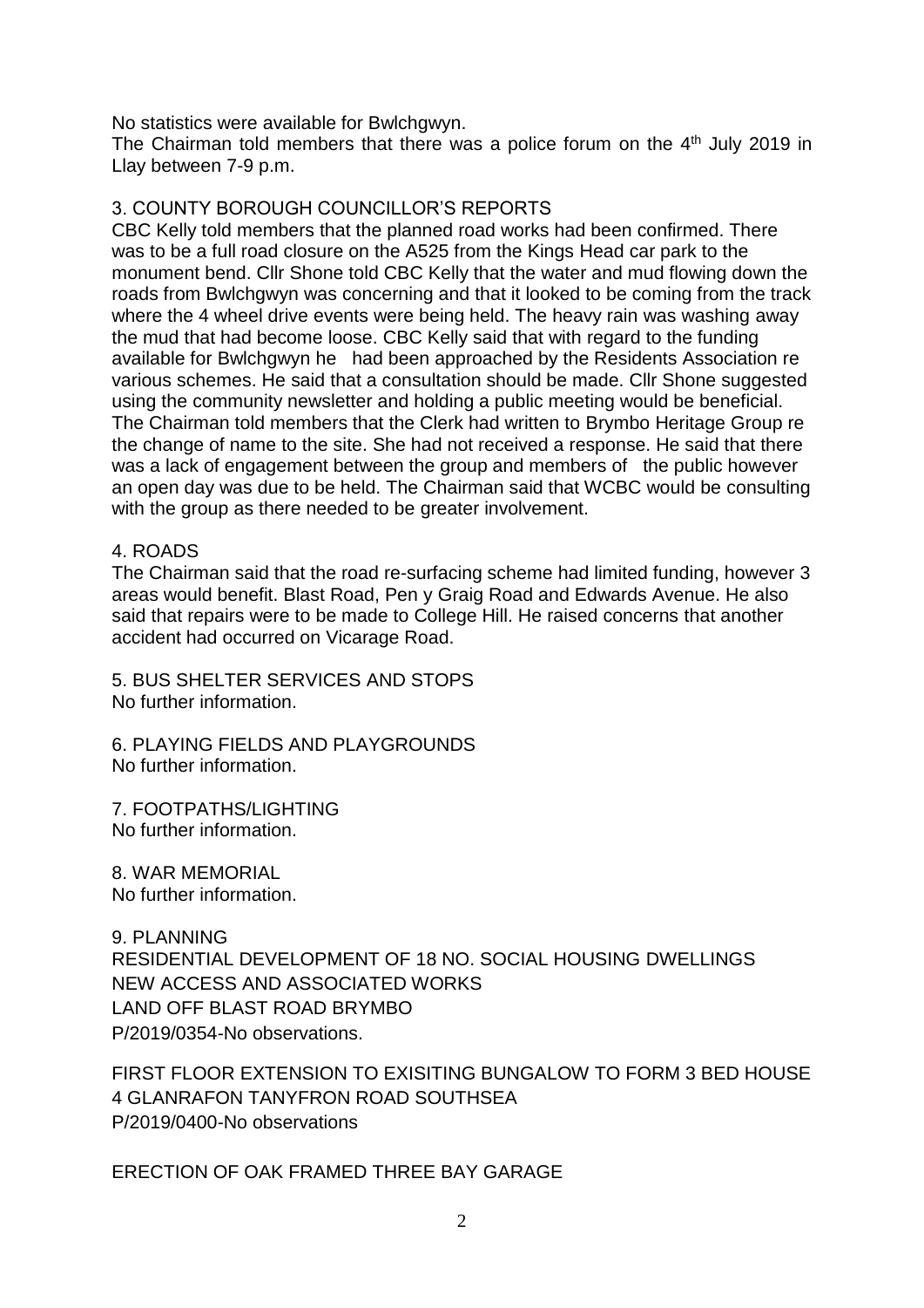No statistics were available for Bwlchgwyn.

The Chairman told members that there was a police forum on the 4th July 2019 in Llay between 7-9 p.m.

## 3. COUNTY BOROUGH COUNCILLOR'S REPORTS

CBC Kelly told members that the planned road works had been confirmed. There was to be a full road closure on the A525 from the Kings Head car park to the monument bend. Cllr Shone told CBC Kelly that the water and mud flowing down the roads from Bwlchgwyn was concerning and that it looked to be coming from the track where the 4 wheel drive events were being held. The heavy rain was washing away the mud that had become loose. CBC Kelly said that with regard to the funding available for Bwlchgwyn he had been approached by the Residents Association re various schemes. He said that a consultation should be made. Cllr Shone suggested using the community newsletter and holding a public meeting would be beneficial. The Chairman told members that the Clerk had written to Brymbo Heritage Group re the change of name to the site. She had not received a response. He said that there was a lack of engagement between the group and members of the public however an open day was due to be held. The Chairman said that WCBC would be consulting with the group as there needed to be greater involvement.

## 4. ROADS

The Chairman said that the road re-surfacing scheme had limited funding, however 3 areas would benefit. Blast Road, Pen y Graig Road and Edwards Avenue. He also said that repairs were to be made to College Hill. He raised concerns that another accident had occurred on Vicarage Road.

## 5. BUS SHELTER SERVICES AND STOPS

No further information.

## 6. PLAYING FIELDS AND PLAYGROUNDS

No further information.

## 7. FOOTPATHS/LIGHTING

No further information.

## 8. WAR MEMORIAL

No further information.

## 9. PLANNING

RESIDENTIAL DEVELOPMENT OF 18 NO. SOCIAL HOUSING DWELLINGS
NEW ACCESS AND ASSOCIATED WORKS
LAND OFF BLAST ROAD BRYMBO
P/2019/0354-No observations.

FIRST FLOOR EXTENSION TO EXISITING BUNGALOW TO FORM 3 BED HOUSE
4 GLANRAFON TANYFRON ROAD SOUTHSEA
P/2019/0400-No observations

ERECTION OF OAK FRAMED THREE BAY GARAGE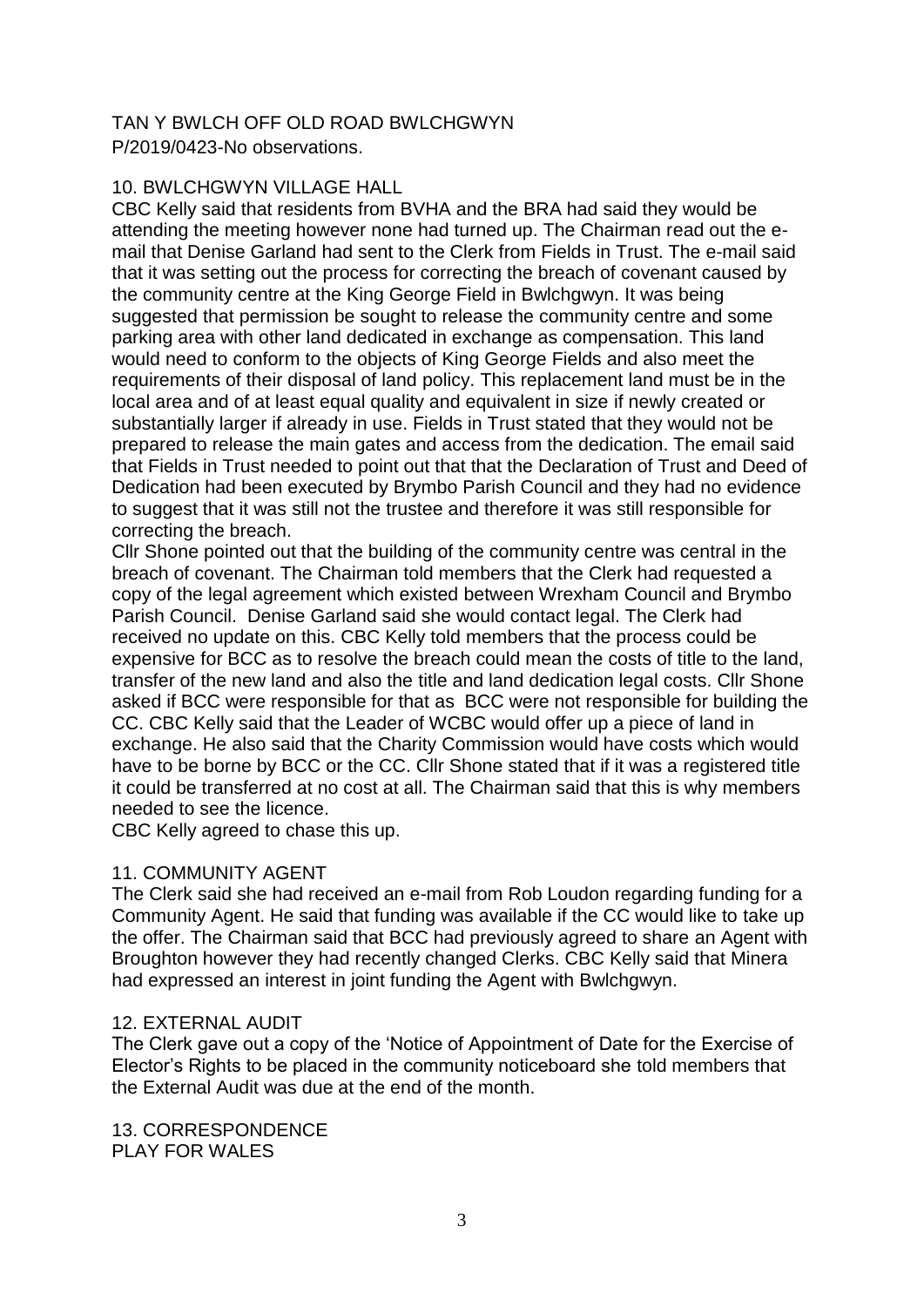TAN Y BWLCH OFF OLD ROAD BWLCHGWYN
P/2019/0423-No observations.

10. BWLCHGWYN VILLAGE HALL

CBC Kelly said that residents from BVHA and the BRA had said they would be attending the meeting however none had turned up. The Chairman read out the e-mail that Denise Garland had sent to the Clerk from Fields in Trust. The e-mail said that it was setting out the process for correcting the breach of covenant caused by the community centre at the King George Field in Bwlchgwyn. It was being suggested that permission be sought to release the community centre and some parking area with other land dedicated in exchange as compensation. This land would need to conform to the objects of King George Fields and also meet the requirements of their disposal of land policy. This replacement land must be in the local area and of at least equal quality and equivalent in size if newly created or substantially larger if already in use. Fields in Trust stated that they would not be prepared to release the main gates and access from the dedication. The email said that Fields in Trust needed to point out that that the Declaration of Trust and Deed of Dedication had been executed by Brymbo Parish Council and they had no evidence to suggest that it was still not the trustee and therefore it was still responsible for correcting the breach.

Cllr Shone pointed out that the building of the community centre was central in the breach of covenant. The Chairman told members that the Clerk had requested a copy of the legal agreement which existed between Wrexham Council and Brymbo Parish Council. Denise Garland said she would contact legal. The Clerk had received no update on this. CBC Kelly told members that the process could be expensive for BCC as to resolve the breach could mean the costs of title to the land, transfer of the new land and also the title and land dedication legal costs. Cllr Shone asked if BCC were responsible for that as BCC were not responsible for building the CC. CBC Kelly said that the Leader of WCBC would offer up a piece of land in exchange. He also said that the Charity Commission would have costs which would have to be borne by BCC or the CC. Cllr Shone stated that if it was a registered title it could be transferred at no cost at all. The Chairman said that this is why members needed to see the licence.

CBC Kelly agreed to chase this up.

11. COMMUNITY AGENT

The Clerk said she had received an e-mail from Rob Loudon regarding funding for a Community Agent. He said that funding was available if the CC would like to take up the offer. The Chairman said that BCC had previously agreed to share an Agent with Broughton however they had recently changed Clerks. CBC Kelly said that Minera had expressed an interest in joint funding the Agent with Bwlchgwyn.

12. EXTERNAL AUDIT

The Clerk gave out a copy of the 'Notice of Appointment of Date for the Exercise of Elector's Rights to be placed in the community noticeboard she told members that the External Audit was due at the end of the month.

13. CORRESPONDENCE
PLAY FOR WALES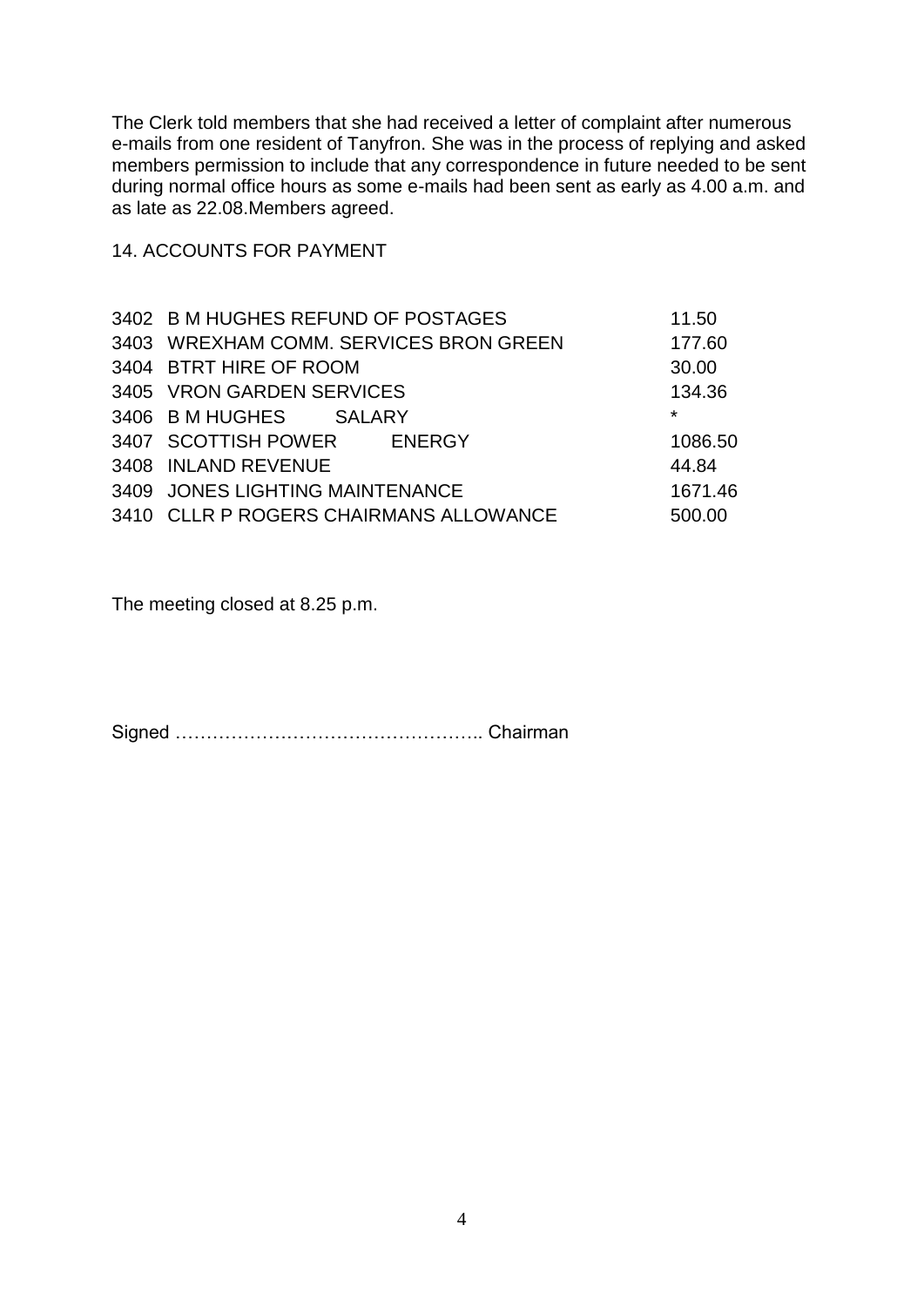The Clerk told members that she had received a letter of complaint after numerous e-mails from one resident of Tanyfron. She was in the process of replying and asked members permission to include that any correspondence in future needed to be sent during normal office hours as some e-mails had been sent as early as 4.00 a.m. and as late as 22.08.Members agreed.

14. ACCOUNTS FOR PAYMENT

| | | |
|---|---|---|
| 3402 | B M HUGHES REFUND OF POSTAGES | 11.50 |
| 3403 | WREXHAM COMM. SERVICES BRON GREEN | 177.60 |
| 3404 | BTRT HIRE OF ROOM | 30.00 |
| 3405 | VRON GARDEN SERVICES | 134.36 |
| 3406 | B M HUGHES SALARY | * |
| 3407 | SCOTTISH POWER ENERGY | 1086.50 |
| 3408 | INLAND REVENUE | 44.84 |
| 3409 | JONES LIGHTING MAINTENANCE | 1671.46 |
| 3410 | CLLR P ROGERS CHAIRMANS ALLOWANCE | 500.00 |

The meeting closed at 8.25 p.m.

Signed ………………………………………….. Chairman